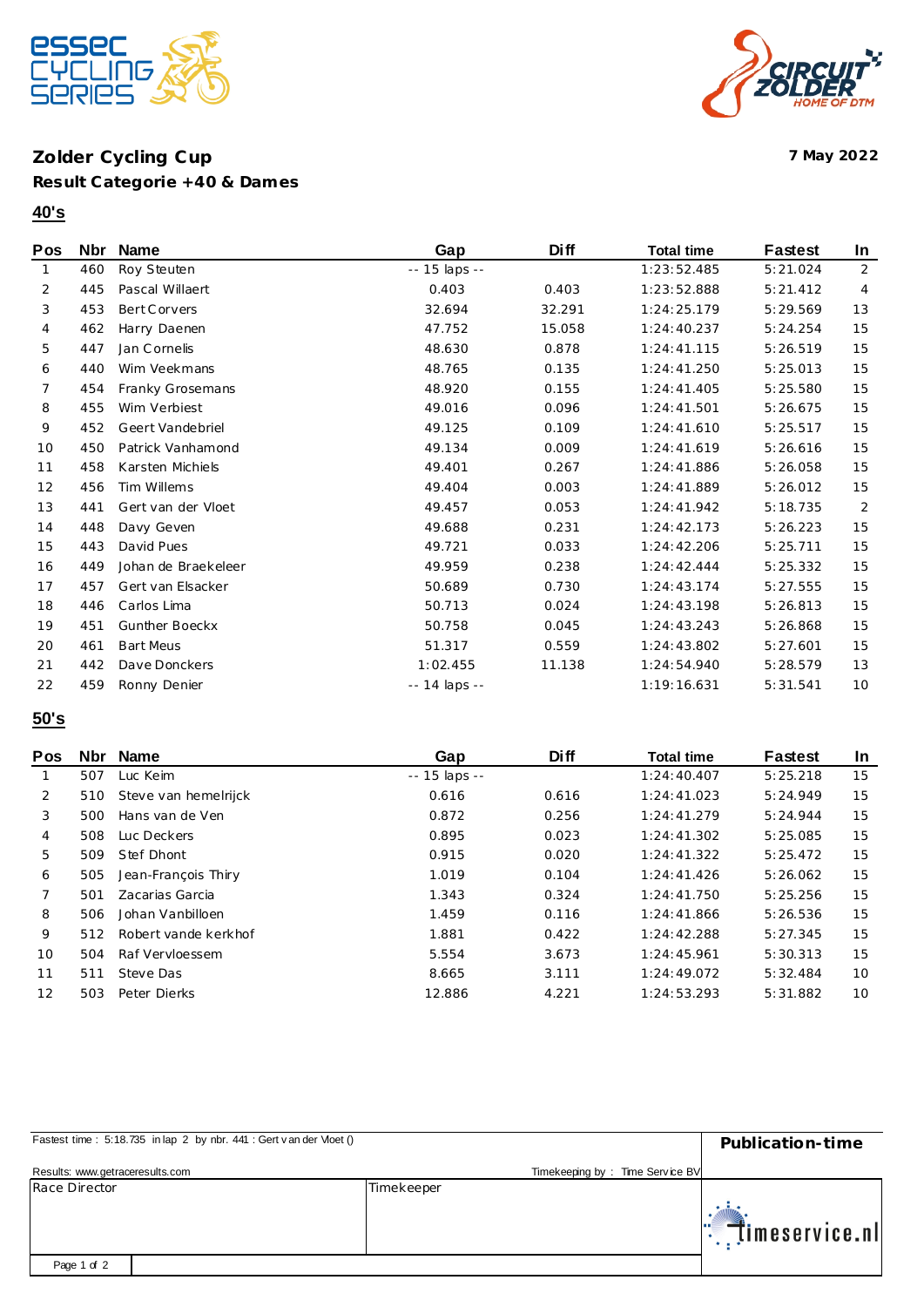## Zolder Cycling Cup

**7 May 2022**

### Result Categorie +40 & Dames

**40's**

| Pos | Nbr | Name | Gap | Diff | Total time | Fastest | In |
|---|---|---|---|---|---|---|---|
| 1 | 460 | Roy Steuten | -- 15 laps -- | | 1:23:52.485 | 5:21.024 | 2 |
| 2 | 445 | Pascal Willaert | 0.403 | 0.403 | 1:23:52.888 | 5:21.412 | 4 |
| 3 | 453 | Bert Corvers | 32.694 | 32.291 | 1:24:25.179 | 5:29.569 | 13 |
| 4 | 462 | Harry Daenen | 47.752 | 15.058 | 1:24:40.237 | 5:24.254 | 15 |
| 5 | 447 | Jan Cornelis | 48.630 | 0.878 | 1:24:41.115 | 5:26.519 | 15 |
| 6 | 440 | Wim Veekmans | 48.765 | 0.135 | 1:24:41.250 | 5:25.013 | 15 |
| 7 | 454 | Franky Grosemans | 48.920 | 0.155 | 1:24:41.405 | 5:25.580 | 15 |
| 8 | 455 | Wim Verbiest | 49.016 | 0.096 | 1:24:41.501 | 5:26.675 | 15 |
| 9 | 452 | Geert Vandebriel | 49.125 | 0.109 | 1:24:41.610 | 5:25.517 | 15 |
| 10 | 450 | Patrick Vanhamond | 49.134 | 0.009 | 1:24:41.619 | 5:26.616 | 15 |
| 11 | 458 | Karsten Michiels | 49.401 | 0.267 | 1:24:41.886 | 5:26.058 | 15 |
| 12 | 456 | Tim Willems | 49.404 | 0.003 | 1:24:41.889 | 5:26.012 | 15 |
| 13 | 441 | Gert van der Vloet | 49.457 | 0.053 | 1:24:41.942 | 5:18.735 | 2 |
| 14 | 448 | Davy Geven | 49.688 | 0.231 | 1:24:42.173 | 5:26.223 | 15 |
| 15 | 443 | David Pues | 49.721 | 0.033 | 1:24:42.206 | 5:25.711 | 15 |
| 16 | 449 | Johan de Braekeleer | 49.959 | 0.238 | 1:24:42.444 | 5:25.332 | 15 |
| 17 | 457 | Gert van Elsacker | 50.689 | 0.730 | 1:24:43.174 | 5:27.555 | 15 |
| 18 | 446 | Carlos Lima | 50.713 | 0.024 | 1:24:43.198 | 5:26.813 | 15 |
| 19 | 451 | Gunther Boeckx | 50.758 | 0.045 | 1:24:43.243 | 5:26.868 | 15 |
| 20 | 461 | Bart Meus | 51.317 | 0.559 | 1:24:43.802 | 5:27.601 | 15 |
| 21 | 442 | Dave Donckers | 1:02.455 | 11.138 | 1:24:54.940 | 5:28.579 | 13 |
| 22 | 459 | Ronny Denier | -- 14 laps -- | | 1:19:16.631 | 5:31.541 | 10 |

**50's**

| Pos | Nbr | Name | Gap | Diff | Total time | Fastest | In |
|---|---|---|---|---|---|---|---|
| 1 | 507 | Luc Keim | -- 15 laps -- | | 1:24:40.407 | 5:25.218 | 15 |
| 2 | 510 | Steve van hemelrijck | 0.616 | 0.616 | 1:24:41.023 | 5:24.949 | 15 |
| 3 | 500 | Hans van de Ven | 0.872 | 0.256 | 1:24:41.279 | 5:24.944 | 15 |
| 4 | 508 | Luc Deckers | 0.895 | 0.023 | 1:24:41.302 | 5:25.085 | 15 |
| 5 | 509 | Stef Dhont | 0.915 | 0.020 | 1:24:41.322 | 5:25.472 | 15 |
| 6 | 505 | Jean-François Thiry | 1.019 | 0.104 | 1:24:41.426 | 5:26.062 | 15 |
| 7 | 501 | Zacarias Garcia | 1.343 | 0.324 | 1:24:41.750 | 5:25.256 | 15 |
| 8 | 506 | Johan Vanbilloen | 1.459 | 0.116 | 1:24:41.866 | 5:26.536 | 15 |
| 9 | 512 | Robert vande kerkhof | 1.881 | 0.422 | 1:24:42.288 | 5:27.345 | 15 |
| 10 | 504 | Raf Vervloessem | 5.554 | 3.673 | 1:24:45.961 | 5:30.313 | 15 |
| 11 | 511 | Steve Das | 8.665 | 3.111 | 1:24:49.072 | 5:32.484 | 10 |
| 12 | 503 | Peter Dierks | 12.886 | 4.221 | 1:24:53.293 | 5:31.882 | 10 |

Fastest time : 5:18.735 in lap 2 by nbr. 441 : Gert van der Vloet ()

Results: www.getraceresults.com

Timekeeping by : Time Service BV

**Publication-time**

Race Director | Timekeeper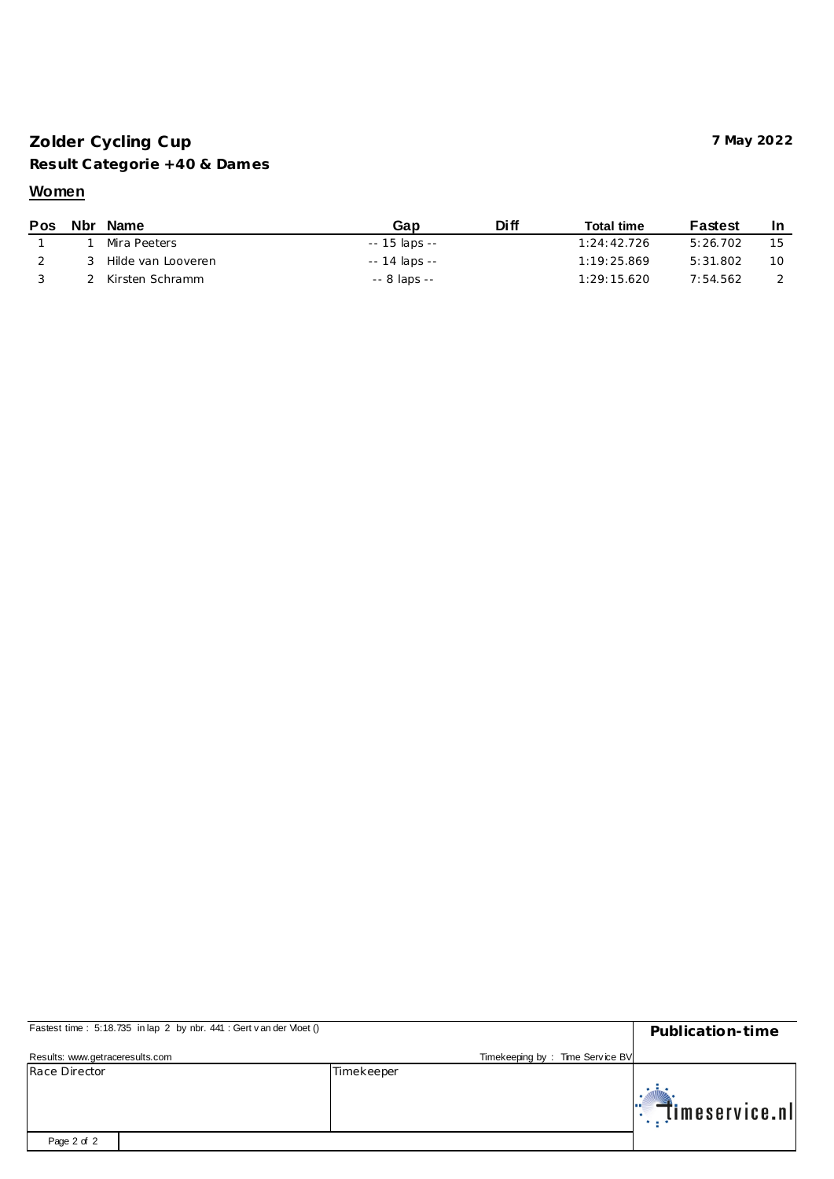## Zolder Cycling Cup

7 May 2022

### Result Categorie +40 & Dames

**Women**

| Pos | Nbr | Name | Gap | Diff | Total time | Fastest | In |
|---|---|---|---|---|---|---|---|
| 1 | 1 | Mira Peeters | -- 15 laps -- | | 1:24:42.726 | 5:26.702 | 15 |
| 2 | 3 | Hilde van Looveren | -- 14 laps -- | | 1:19:25.869 | 5:31.802 | 10 |
| 3 | 2 | Kirsten Schramm | -- 8 laps -- | | 1:29:15.620 | 7:54.562 | 2 |

Fastest time : 5:18.735 in lap 2 by nbr. 441 : Gert van der Vloet ()

**Publication-time**

Results: www.getraceresults.com

Timekeeping by : Time Service BV

| Race Director | Timekeeper |
|---|---|
| | |

timeservice.nl